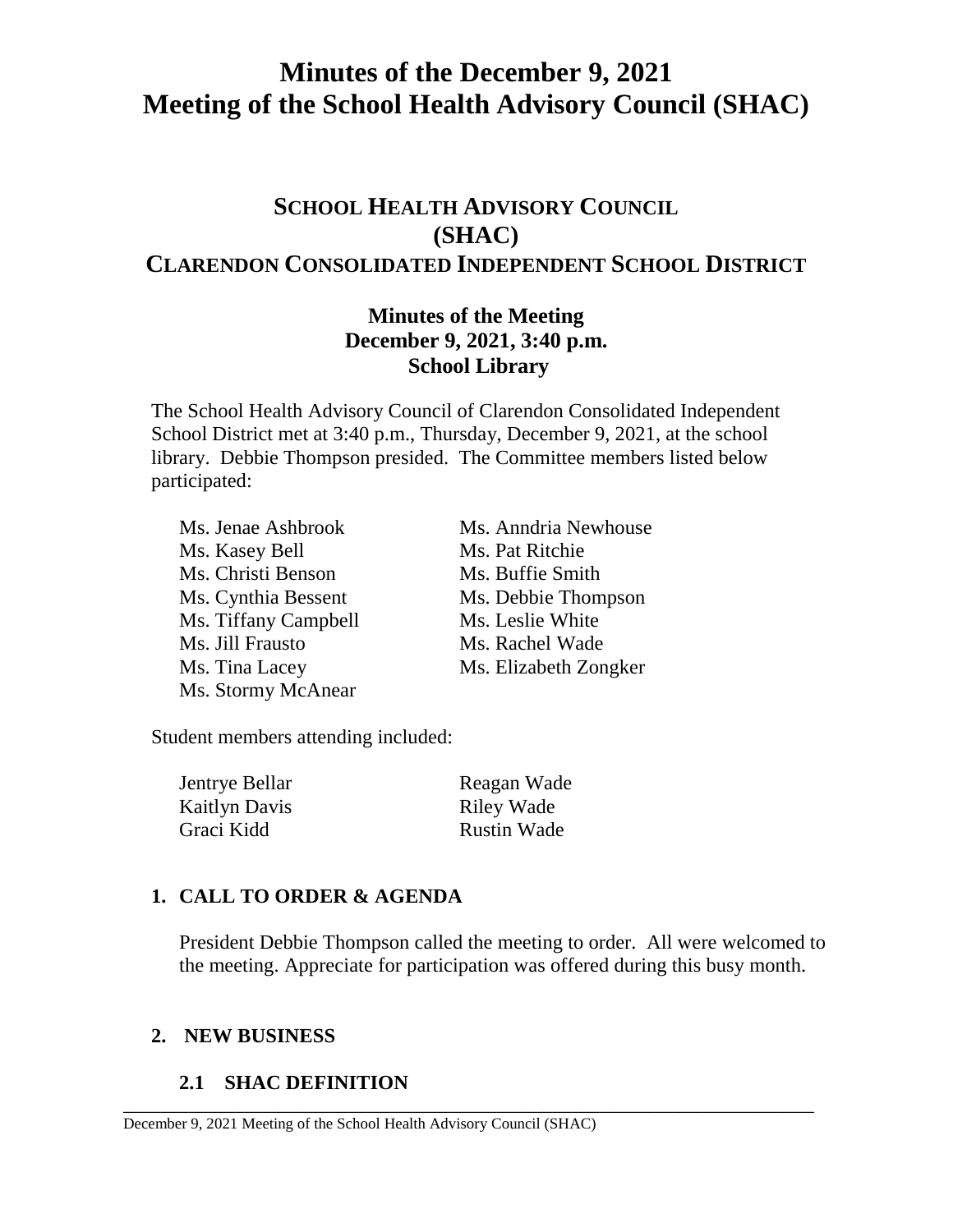# Minutes of the December 9, 2021 Meeting of the School Health Advisory Council (SHAC)

## SCHOOL HEALTH ADVISORY COUNCIL (SHAC) CLARENDON CONSOLIDATED INDEPENDENT SCHOOL DISTRICT

### Minutes of the Meeting
### December 9, 2021, 3:40 p.m.
### School Library

The School Health Advisory Council of Clarendon Consolidated Independent School District met at 3:40 p.m., Thursday, December 9, 2021, at the school library. Debbie Thompson presided. The Committee members listed below participated:

Ms. Jenae Ashbrook
Ms. Kasey Bell
Ms. Christi Benson
Ms. Cynthia Bessent
Ms. Tiffany Campbell
Ms. Jill Frausto
Ms. Tina Lacey
Ms. Stormy McAnear
Ms. Anndria Newhouse
Ms. Pat Ritchie
Ms. Buffie Smith
Ms. Debbie Thompson
Ms. Leslie White
Ms. Rachel Wade
Ms. Elizabeth Zongker

Student members attending included:

Jentrye Bellar
Kaitlyn Davis
Graci Kidd
Reagan Wade
Riley Wade
Rustin Wade

### 1. CALL TO ORDER & AGENDA

President Debbie Thompson called the meeting to order. All were welcomed to the meeting. Appreciate for participation was offered during this busy month.

### 2. NEW BUSINESS

#### 2.1 SHAC DEFINITION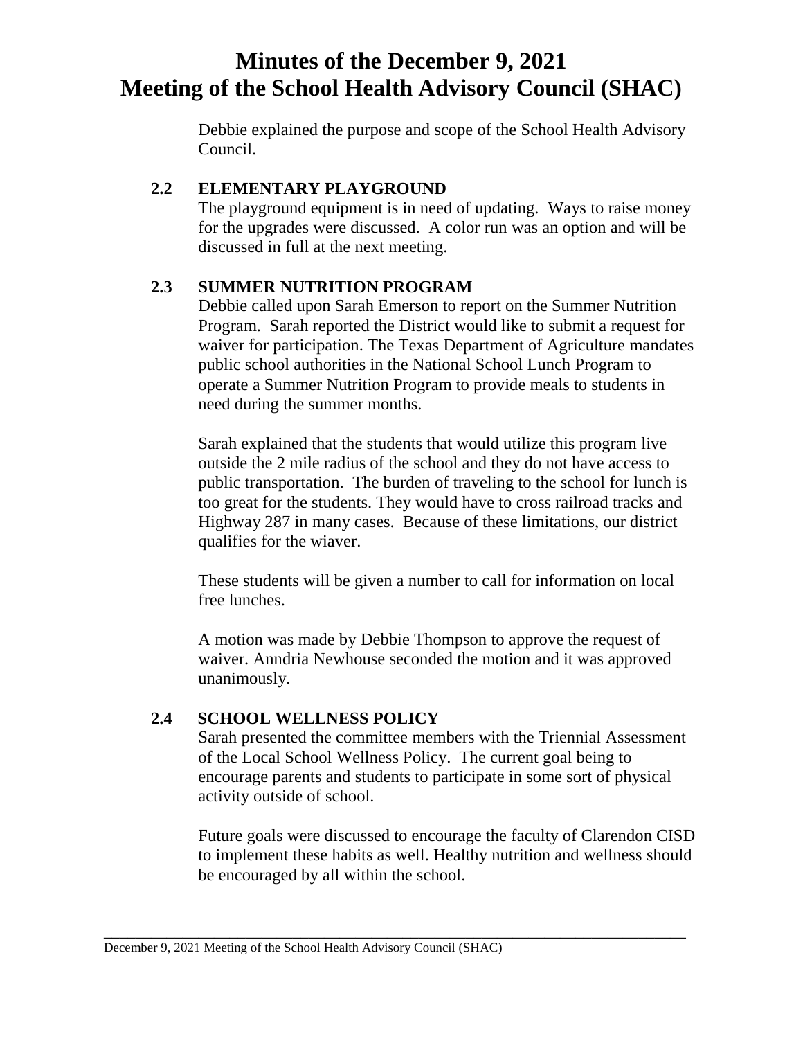# Minutes of the December 9, 2021 Meeting of the School Health Advisory Council (SHAC)

Debbie explained the purpose and scope of the School Health Advisory Council.

## 2.2 ELEMENTARY PLAYGROUND

The playground equipment is in need of updating. Ways to raise money for the upgrades were discussed. A color run was an option and will be discussed in full at the next meeting.

## 2.3 SUMMER NUTRITION PROGRAM

Debbie called upon Sarah Emerson to report on the Summer Nutrition Program. Sarah reported the District would like to submit a request for waiver for participation. The Texas Department of Agriculture mandates public school authorities in the National School Lunch Program to operate a Summer Nutrition Program to provide meals to students in need during the summer months.

Sarah explained that the students that would utilize this program live outside the 2 mile radius of the school and they do not have access to public transportation. The burden of traveling to the school for lunch is too great for the students. They would have to cross railroad tracks and Highway 287 in many cases. Because of these limitations, our district qualifies for the wiaver.

These students will be given a number to call for information on local free lunches.

A motion was made by Debbie Thompson to approve the request of waiver. Anndria Newhouse seconded the motion and it was approved unanimously.

## 2.4 SCHOOL WELLNESS POLICY

Sarah presented the committee members with the Triennial Assessment of the Local School Wellness Policy. The current goal being to encourage parents and students to participate in some sort of physical activity outside of school.

Future goals were discussed to encourage the faculty of Clarendon CISD to implement these habits as well. Healthy nutrition and wellness should be encouraged by all within the school.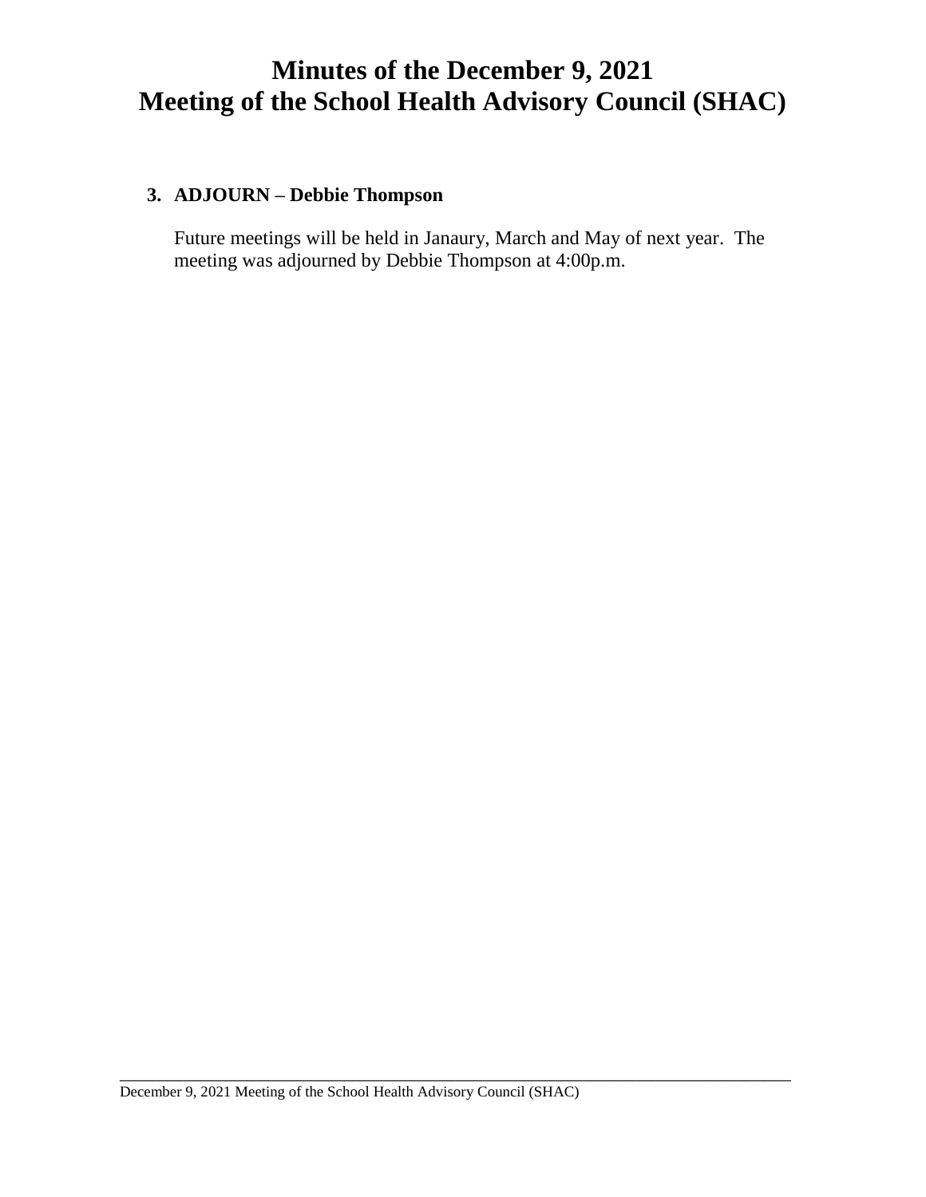# Minutes of the December 9, 2021 Meeting of the School Health Advisory Council (SHAC)

3. **ADJOURN – Debbie Thompson**

   Future meetings will be held in Janaury, March and May of next year. The meeting was adjourned by Debbie Thompson at 4:00p.m.